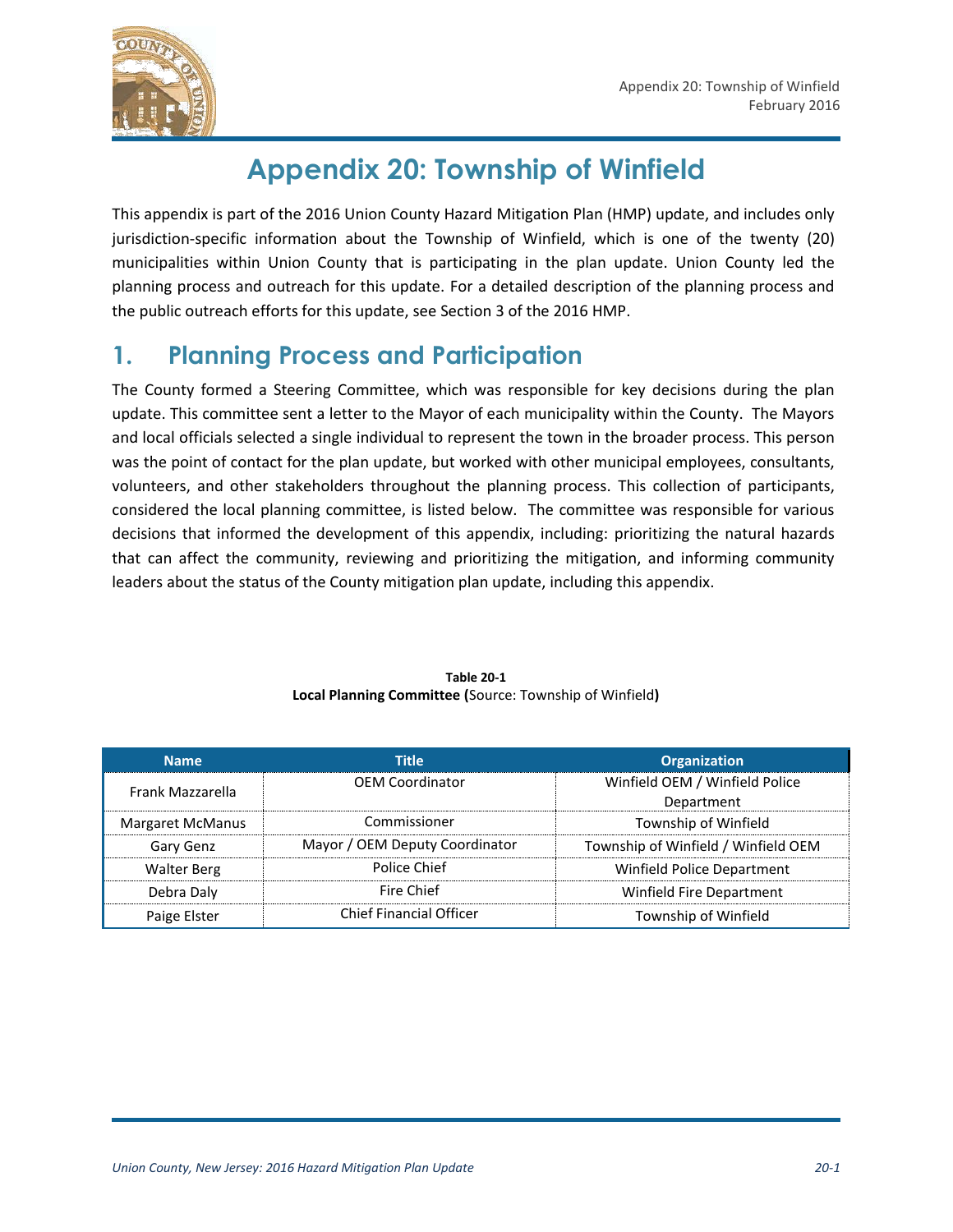# Appendix 20: Township of Winfield

This appendix is part of the 2016 Union County Hazard Mitigation Plan (HMP) update, and includes only jurisdiction-specific information about the Township of Winfield, which is one of the twenty (20) municipalities within Union County that is participating in the plan update. Union County led the planning process and outreach for this update. For a detailed description of the planning process and the public outreach efforts for this update, see Section 3 of the 2016 HMP.

## 1. Planning Process and Participation

The County formed a Steering Committee, which was responsible for key decisions during the plan update. This committee sent a letter to the Mayor of each municipality within the County. The Mayors and local officials selected a single individual to represent the town in the broader process. This person was the point of contact for the plan update, but worked with other municipal employees, consultants, volunteers, and other stakeholders throughout the planning process. This collection of participants, considered the local planning committee, is listed below. The committee was responsible for various decisions that informed the development of this appendix, including: prioritizing the natural hazards that can affect the community, reviewing and prioritizing the mitigation, and informing community leaders about the status of the County mitigation plan update, including this appendix.

**Table 20-1**
**Local Planning Committee (**Source: Township of Winfield**)**

| Name | Title | Organization |
|---|---|---|
| Frank Mazzarella | OEM Coordinator | Winfield OEM / Winfield Police Department |
| Margaret McManus | Commissioner | Township of Winfield |
| Gary Genz | Mayor / OEM Deputy Coordinator | Township of Winfield / Winfield OEM |
| Walter Berg | Police Chief | Winfield Police Department |
| Debra Daly | Fire Chief | Winfield Fire Department |
| Paige Elster | Chief Financial Officer | Township of Winfield |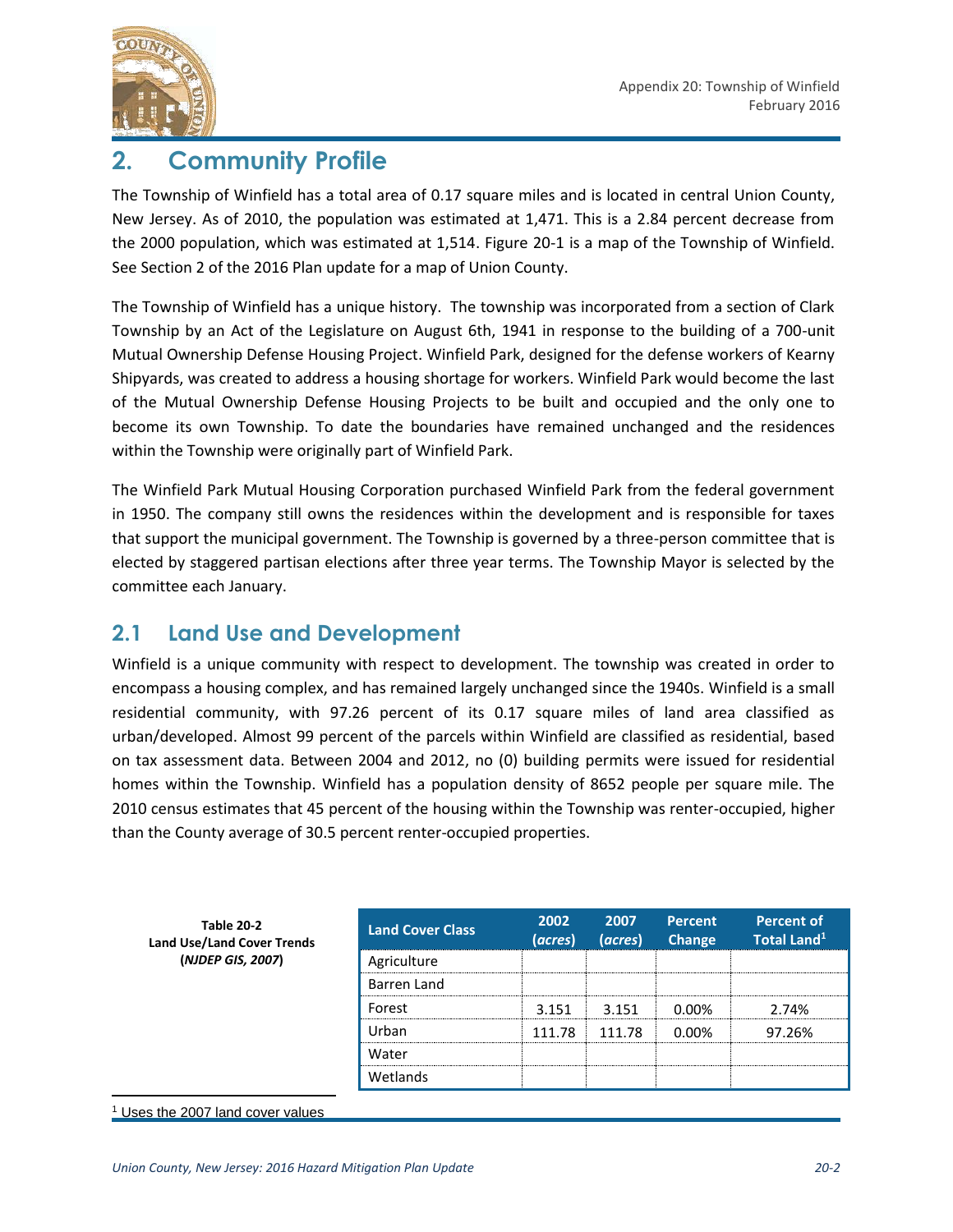## 2. Community Profile

The Township of Winfield has a total area of 0.17 square miles and is located in central Union County, New Jersey. As of 2010, the population was estimated at 1,471. This is a 2.84 percent decrease from the 2000 population, which was estimated at 1,514. Figure 20-1 is a map of the Township of Winfield. See Section 2 of the 2016 Plan update for a map of Union County.

The Township of Winfield has a unique history. The township was incorporated from a section of Clark Township by an Act of the Legislature on August 6th, 1941 in response to the building of a 700-unit Mutual Ownership Defense Housing Project. Winfield Park, designed for the defense workers of Kearny Shipyards, was created to address a housing shortage for workers. Winfield Park would become the last of the Mutual Ownership Defense Housing Projects to be built and occupied and the only one to become its own Township. To date the boundaries have remained unchanged and the residences within the Township were originally part of Winfield Park.

The Winfield Park Mutual Housing Corporation purchased Winfield Park from the federal government in 1950. The company still owns the residences within the development and is responsible for taxes that support the municipal government. The Township is governed by a three-person committee that is elected by staggered partisan elections after three year terms. The Township Mayor is selected by the committee each January.

### 2.1 Land Use and Development

Winfield is a unique community with respect to development. The township was created in order to encompass a housing complex, and has remained largely unchanged since the 1940s. Winfield is a small residential community, with 97.26 percent of its 0.17 square miles of land area classified as urban/developed. Almost 99 percent of the parcels within Winfield are classified as residential, based on tax assessment data. Between 2004 and 2012, no (0) building permits were issued for residential homes within the Township. Winfield has a population density of 8652 people per square mile. The 2010 census estimates that 45 percent of the housing within the Township was renter-occupied, higher than the County average of 30.5 percent renter-occupied properties.

**Table 20-2**
**Land Use/Land Cover Trends**
**(*NJDEP GIS, 2007*)**

| Land Cover Class | 2002 (*acres*) | 2007 (*acres*) | Percent Change | Percent of Total Land[1] |
|---|---|---|---|---|
| Agriculture | | | | |
| Barren Land | | | | |
| Forest | 3.151 | 3.151 | 0.00% | 2.74% |
| Urban | 111.78 | 111.78 | 0.00% | 97.26% |
| Water | | | | |
| Wetlands | | | | |

[1] Uses the 2007 land cover values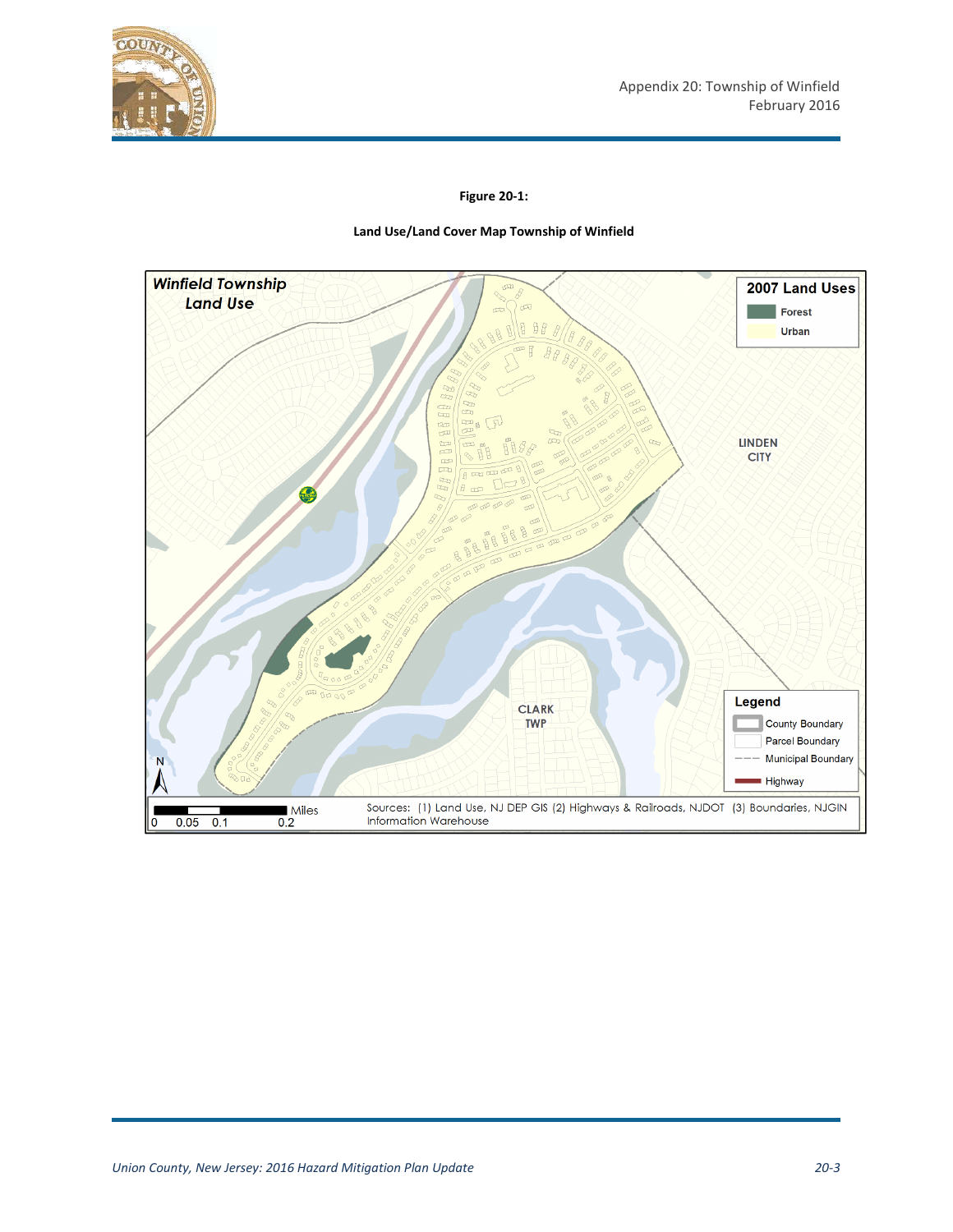**Figure 20-1:**

**Land Use/Land Cover Map Township of Winfield**

*Winfield Township Land Use*

**2007 Land Uses**

- Forest
- Urban

LINDEN CITY

CLARK TWP

**Legend**

- County Boundary
- Parcel Boundary
- Municipal Boundary
- Highway

0 0.05 0.1 0.2 Miles

Sources: (1) Land Use, NJ DEP GIS (2) Highways & Railroads, NJDOT (3) Boundaries, NJGIN Information Warehouse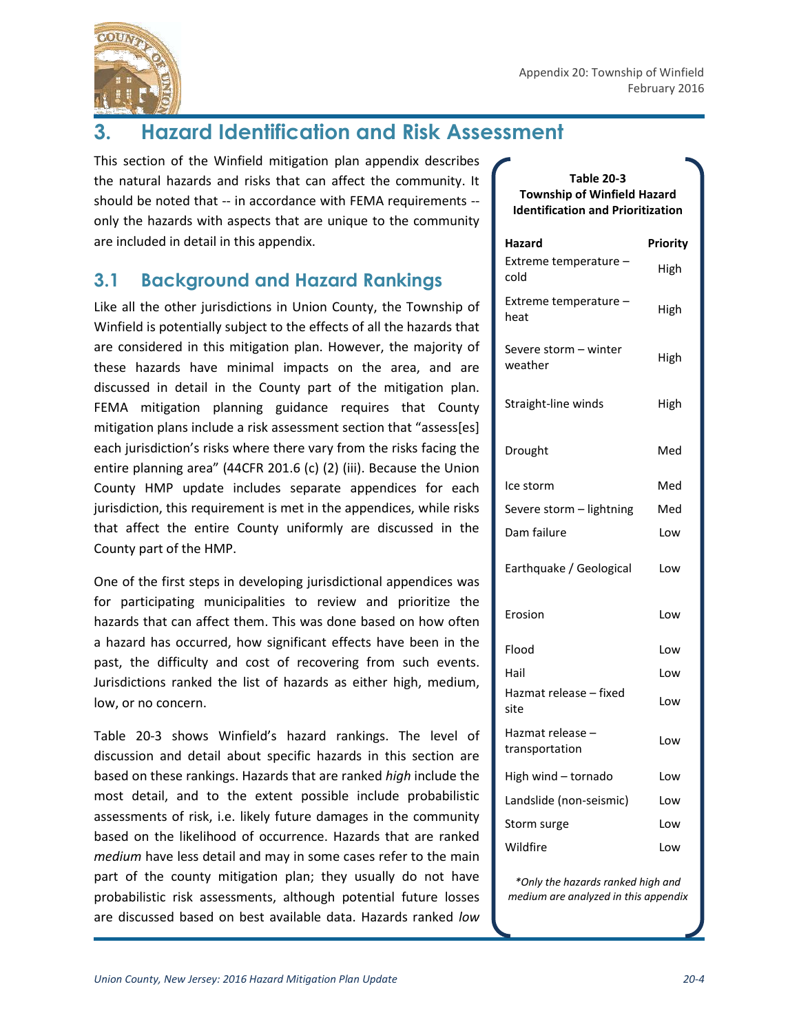# 3. Hazard Identification and Risk Assessment

This section of the Winfield mitigation plan appendix describes the natural hazards and risks that can affect the community. It should be noted that -- in accordance with FEMA requirements -- only the hazards with aspects that are unique to the community are included in detail in this appendix.

## 3.1 Background and Hazard Rankings

Like all the other jurisdictions in Union County, the Township of Winfield is potentially subject to the effects of all the hazards that are considered in this mitigation plan. However, the majority of these hazards have minimal impacts on the area, and are discussed in detail in the County part of the mitigation plan. FEMA mitigation planning guidance requires that County mitigation plans include a risk assessment section that "assess[es] each jurisdiction's risks where there vary from the risks facing the entire planning area" (44CFR 201.6 (c) (2) (iii). Because the Union County HMP update includes separate appendices for each jurisdiction, this requirement is met in the appendices, while risks that affect the entire County uniformly are discussed in the County part of the HMP.

One of the first steps in developing jurisdictional appendices was for participating municipalities to review and prioritize the hazards that can affect them. This was done based on how often a hazard has occurred, how significant effects have been in the past, the difficulty and cost of recovering from such events. Jurisdictions ranked the list of hazards as either high, medium, low, or no concern.

Table 20-3 shows Winfield's hazard rankings. The level of discussion and detail about specific hazards in this section are based on these rankings. Hazards that are ranked *high* include the most detail, and to the extent possible include probabilistic assessments of risk, i.e. likely future damages in the community based on the likelihood of occurrence. Hazards that are ranked *medium* have less detail and may in some cases refer to the main part of the county mitigation plan; they usually do not have probabilistic risk assessments, although potential future losses are discussed based on best available data. Hazards ranked *low*

**Table 20-3**
**Township of Winfield Hazard Identification and Prioritization**

| Hazard | Priority |
|---|---|
| Extreme temperature – cold | High |
| Extreme temperature – heat | High |
| Severe storm – winter weather | High |
| Straight-line winds | High |
| Drought | Med |
| Ice storm | Med |
| Severe storm – lightning | Med |
| Dam failure | Low |
| Earthquake / Geological | Low |
| Erosion | Low |
| Flood | Low |
| Hail | Low |
| Hazmat release – fixed site | Low |
| Hazmat release – transportation | Low |
| High wind – tornado | Low |
| Landslide (non-seismic) | Low |
| Storm surge | Low |
| Wildfire | Low |

*\*Only the hazards ranked high and medium are analyzed in this appendix*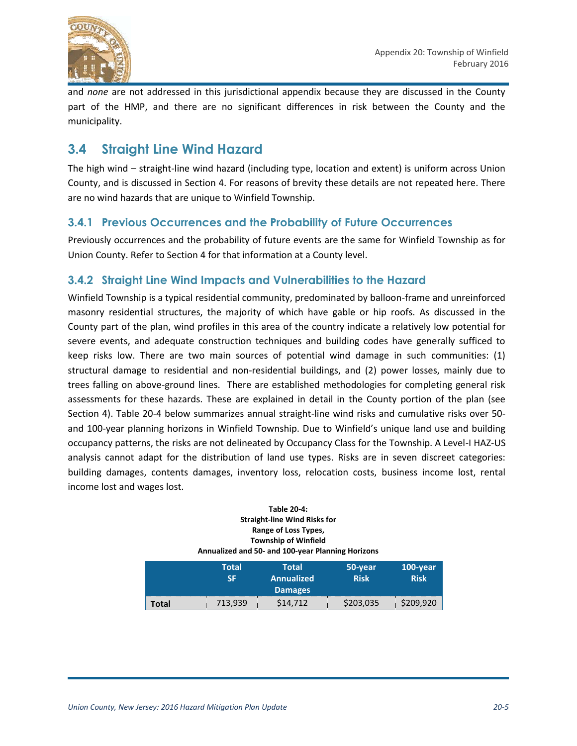and *none* are not addressed in this jurisdictional appendix because they are discussed in the County part of the HMP, and there are no significant differences in risk between the County and the municipality.

## 3.4 Straight Line Wind Hazard

The high wind – straight-line wind hazard (including type, location and extent) is uniform across Union County, and is discussed in Section 4. For reasons of brevity these details are not repeated here. There are no wind hazards that are unique to Winfield Township.

### 3.4.1 Previous Occurrences and the Probability of Future Occurrences

Previously occurrences and the probability of future events are the same for Winfield Township as for Union County. Refer to Section 4 for that information at a County level.

### 3.4.2 Straight Line Wind Impacts and Vulnerabilities to the Hazard

Winfield Township is a typical residential community, predominated by balloon-frame and unreinforced masonry residential structures, the majority of which have gable or hip roofs. As discussed in the County part of the plan, wind profiles in this area of the country indicate a relatively low potential for severe events, and adequate construction techniques and building codes have generally sufficed to keep risks low. There are two main sources of potential wind damage in such communities: (1) structural damage to residential and non-residential buildings, and (2) power losses, mainly due to trees falling on above-ground lines. There are established methodologies for completing general risk assessments for these hazards. These are explained in detail in the County portion of the plan (see Section 4). Table 20-4 below summarizes annual straight-line wind risks and cumulative risks over 50- and 100-year planning horizons in Winfield Township. Due to Winfield's unique land use and building occupancy patterns, the risks are not delineated by Occupancy Class for the Township. A Level-I HAZ-US analysis cannot adapt for the distribution of land use types. Risks are in seven discreet categories: building damages, contents damages, inventory loss, relocation costs, business income lost, rental income lost and wages lost.

**Table 20-4: Straight-line Wind Risks for Range of Loss Types, Township of Winfield Annualized and 50- and 100-year Planning Horizons**

| | Total SF | Total Annualized Damages | 50-year Risk | 100-year Risk |
|---|---|---|---|---|
| **Total** | 713,939 | $14,712 | $203,035 | $209,920 |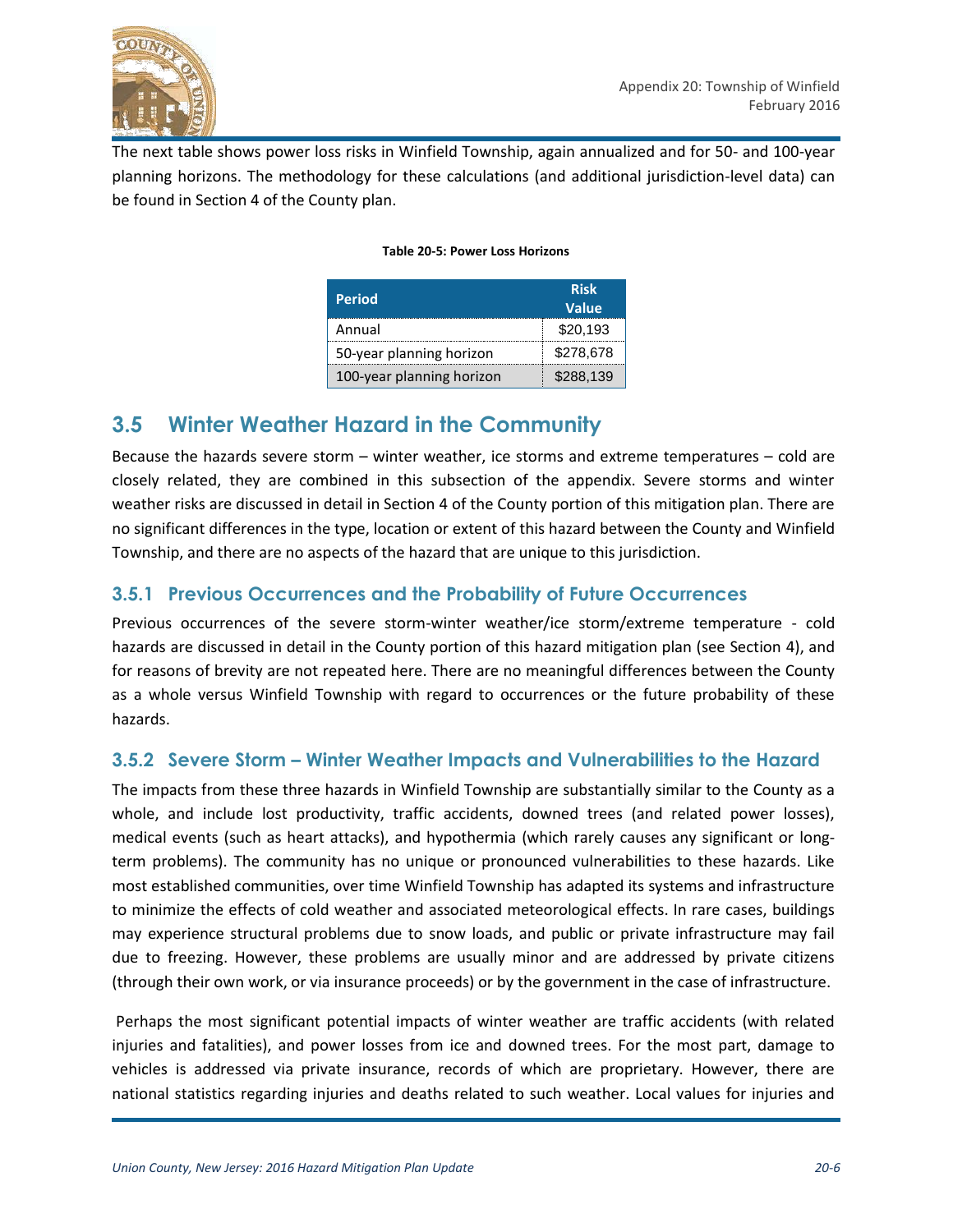The next table shows power loss risks in Winfield Township, again annualized and for 50- and 100-year planning horizons. The methodology for these calculations (and additional jurisdiction-level data) can be found in Section 4 of the County plan.

**Table 20-5: Power Loss Horizons**

| Period | Risk Value |
|---|---|
| Annual | $20,193 |
| 50-year planning horizon | $278,678 |
| 100-year planning horizon | $288,139 |

## 3.5 Winter Weather Hazard in the Community

Because the hazards severe storm – winter weather, ice storms and extreme temperatures – cold are closely related, they are combined in this subsection of the appendix. Severe storms and winter weather risks are discussed in detail in Section 4 of the County portion of this mitigation plan. There are no significant differences in the type, location or extent of this hazard between the County and Winfield Township, and there are no aspects of the hazard that are unique to this jurisdiction.

### 3.5.1 Previous Occurrences and the Probability of Future Occurrences

Previous occurrences of the severe storm-winter weather/ice storm/extreme temperature - cold hazards are discussed in detail in the County portion of this hazard mitigation plan (see Section 4), and for reasons of brevity are not repeated here. There are no meaningful differences between the County as a whole versus Winfield Township with regard to occurrences or the future probability of these hazards.

### 3.5.2 Severe Storm – Winter Weather Impacts and Vulnerabilities to the Hazard

The impacts from these three hazards in Winfield Township are substantially similar to the County as a whole, and include lost productivity, traffic accidents, downed trees (and related power losses), medical events (such as heart attacks), and hypothermia (which rarely causes any significant or long-term problems). The community has no unique or pronounced vulnerabilities to these hazards. Like most established communities, over time Winfield Township has adapted its systems and infrastructure to minimize the effects of cold weather and associated meteorological effects. In rare cases, buildings may experience structural problems due to snow loads, and public or private infrastructure may fail due to freezing. However, these problems are usually minor and are addressed by private citizens (through their own work, or via insurance proceeds) or by the government in the case of infrastructure.

Perhaps the most significant potential impacts of winter weather are traffic accidents (with related injuries and fatalities), and power losses from ice and downed trees. For the most part, damage to vehicles is addressed via private insurance, records of which are proprietary. However, there are national statistics regarding injuries and deaths related to such weather. Local values for injuries and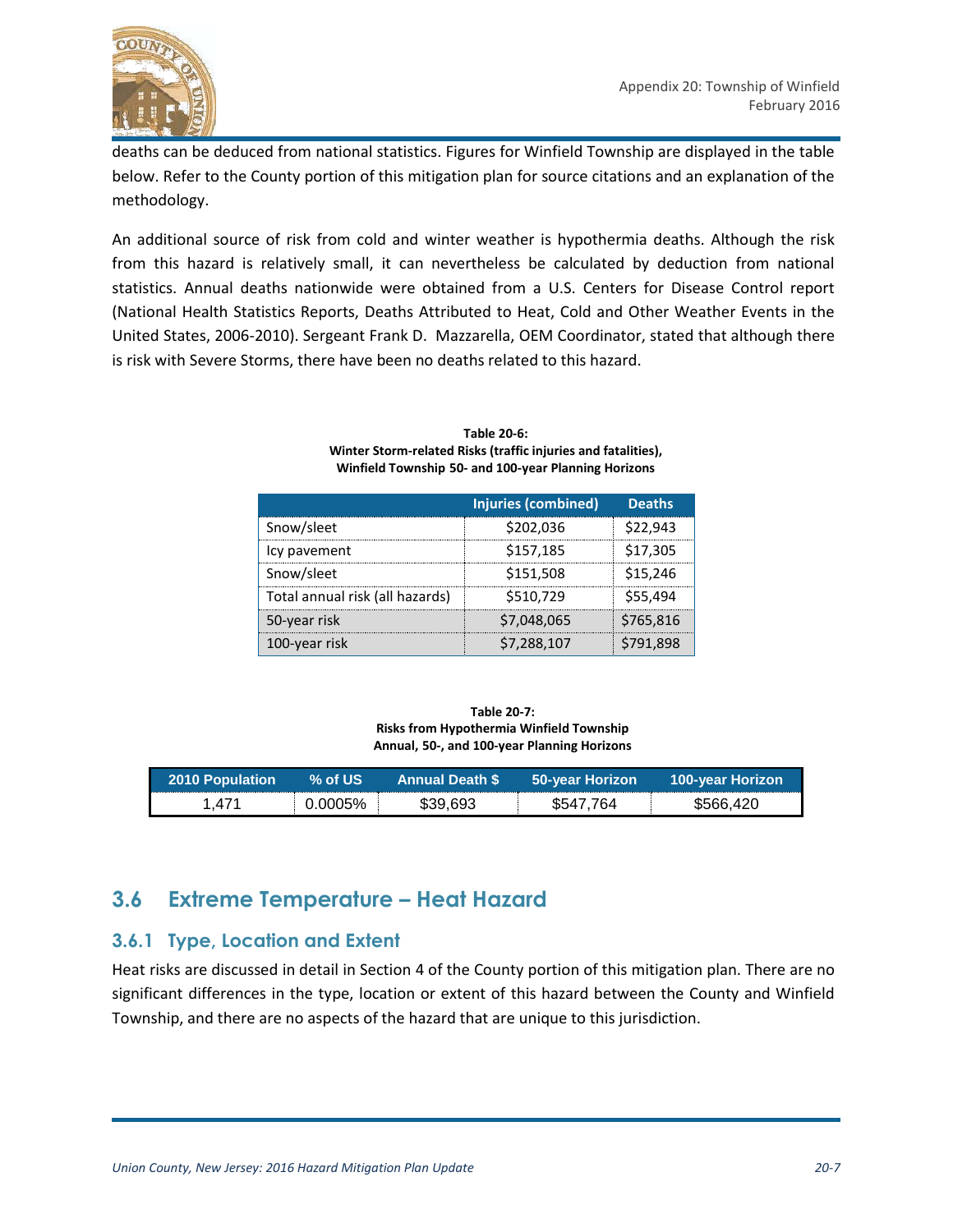deaths can be deduced from national statistics. Figures for Winfield Township are displayed in the table below. Refer to the County portion of this mitigation plan for source citations and an explanation of the methodology.

An additional source of risk from cold and winter weather is hypothermia deaths. Although the risk from this hazard is relatively small, it can nevertheless be calculated by deduction from national statistics. Annual deaths nationwide were obtained from a U.S. Centers for Disease Control report (National Health Statistics Reports, Deaths Attributed to Heat, Cold and Other Weather Events in the United States, 2006-2010). Sergeant Frank D. Mazzarella, OEM Coordinator, stated that although there is risk with Severe Storms, there have been no deaths related to this hazard.

**Table 20-6:**
**Winter Storm-related Risks (traffic injuries and fatalities), Winfield Township 50- and 100-year Planning Horizons**

| | Injuries (combined) | Deaths |
|---|---|---|
| Snow/sleet | $202,036 | $22,943 |
| Icy pavement | $157,185 | $17,305 |
| Snow/sleet | $151,508 | $15,246 |
| Total annual risk (all hazards) | $510,729 | $55,494 |
| 50-year risk | $7,048,065 | $765,816 |
| 100-year risk | $7,288,107 | $791,898 |

**Table 20-7:**
**Risks from Hypothermia Winfield Township Annual, 50-, and 100-year Planning Horizons**

| 2010 Population | % of US | Annual Death $ | 50-year Horizon | 100-year Horizon |
|---|---|---|---|---|
| 1,471 | 0.0005% | $39,693 | $547,764 | $566,420 |

## 3.6 Extreme Temperature – Heat Hazard

### 3.6.1 Type, Location and Extent

Heat risks are discussed in detail in Section 4 of the County portion of this mitigation plan. There are no significant differences in the type, location or extent of this hazard between the County and Winfield Township, and there are no aspects of the hazard that are unique to this jurisdiction.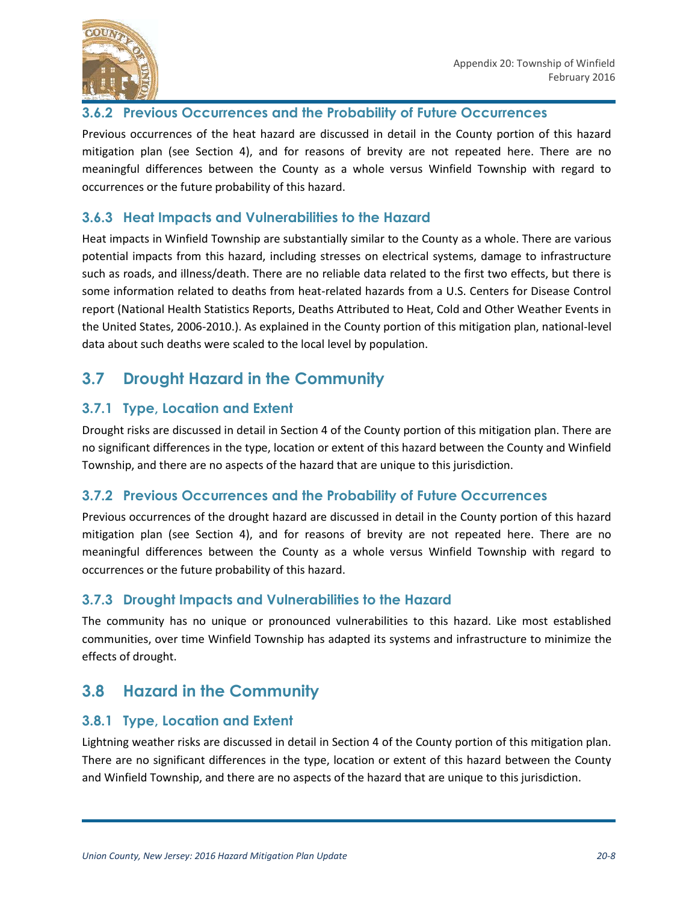### 3.6.2 Previous Occurrences and the Probability of Future Occurrences

Previous occurrences of the heat hazard are discussed in detail in the County portion of this hazard mitigation plan (see Section 4), and for reasons of brevity are not repeated here. There are no meaningful differences between the County as a whole versus Winfield Township with regard to occurrences or the future probability of this hazard.

### 3.6.3 Heat Impacts and Vulnerabilities to the Hazard

Heat impacts in Winfield Township are substantially similar to the County as a whole. There are various potential impacts from this hazard, including stresses on electrical systems, damage to infrastructure such as roads, and illness/death. There are no reliable data related to the first two effects, but there is some information related to deaths from heat-related hazards from a U.S. Centers for Disease Control report (National Health Statistics Reports, Deaths Attributed to Heat, Cold and Other Weather Events in the United States, 2006-2010.). As explained in the County portion of this mitigation plan, national-level data about such deaths were scaled to the local level by population.

## 3.7 Drought Hazard in the Community

### 3.7.1 Type, Location and Extent

Drought risks are discussed in detail in Section 4 of the County portion of this mitigation plan. There are no significant differences in the type, location or extent of this hazard between the County and Winfield Township, and there are no aspects of the hazard that are unique to this jurisdiction.

### 3.7.2 Previous Occurrences and the Probability of Future Occurrences

Previous occurrences of the drought hazard are discussed in detail in the County portion of this hazard mitigation plan (see Section 4), and for reasons of brevity are not repeated here. There are no meaningful differences between the County as a whole versus Winfield Township with regard to occurrences or the future probability of this hazard.

### 3.7.3 Drought Impacts and Vulnerabilities to the Hazard

The community has no unique or pronounced vulnerabilities to this hazard. Like most established communities, over time Winfield Township has adapted its systems and infrastructure to minimize the effects of drought.

## 3.8 Hazard in the Community

### 3.8.1 Type, Location and Extent

Lightning weather risks are discussed in detail in Section 4 of the County portion of this mitigation plan. There are no significant differences in the type, location or extent of this hazard between the County and Winfield Township, and there are no aspects of the hazard that are unique to this jurisdiction.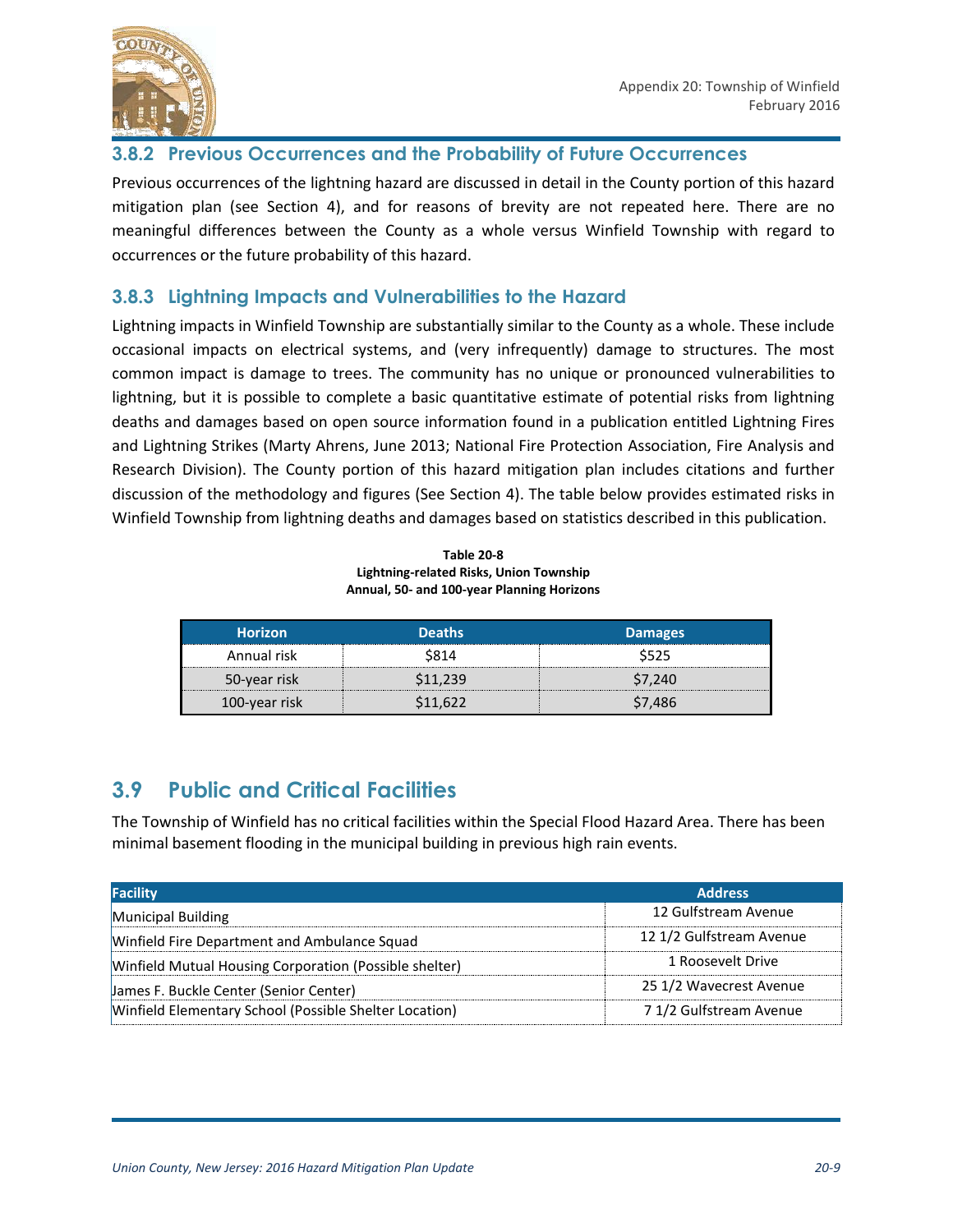### 3.8.2 Previous Occurrences and the Probability of Future Occurrences

Previous occurrences of the lightning hazard are discussed in detail in the County portion of this hazard mitigation plan (see Section 4), and for reasons of brevity are not repeated here. There are no meaningful differences between the County as a whole versus Winfield Township with regard to occurrences or the future probability of this hazard.

### 3.8.3 Lightning Impacts and Vulnerabilities to the Hazard

Lightning impacts in Winfield Township are substantially similar to the County as a whole. These include occasional impacts on electrical systems, and (very infrequently) damage to structures. The most common impact is damage to trees. The community has no unique or pronounced vulnerabilities to lightning, but it is possible to complete a basic quantitative estimate of potential risks from lightning deaths and damages based on open source information found in a publication entitled Lightning Fires and Lightning Strikes (Marty Ahrens, June 2013; National Fire Protection Association, Fire Analysis and Research Division). The County portion of this hazard mitigation plan includes citations and further discussion of the methodology and figures (See Section 4). The table below provides estimated risks in Winfield Township from lightning deaths and damages based on statistics described in this publication.

**Table 20-8**
**Lightning-related Risks, Union Township**
**Annual, 50- and 100-year Planning Horizons**

| Horizon | Deaths | Damages |
|---|---|---|
| Annual risk | $814 | $525 |
| 50-year risk | $11,239 | $7,240 |
| 100-year risk | $11,622 | $7,486 |

## 3.9 Public and Critical Facilities

The Township of Winfield has no critical facilities within the Special Flood Hazard Area. There has been minimal basement flooding in the municipal building in previous high rain events.

| Facility | Address |
|---|---|
| Municipal Building | 12 Gulfstream Avenue |
| Winfield Fire Department and Ambulance Squad | 12 1/2 Gulfstream Avenue |
| Winfield Mutual Housing Corporation (Possible shelter) | 1 Roosevelt Drive |
| James F. Buckle Center (Senior Center) | 25 1/2 Wavecrest Avenue |
| Winfield Elementary School (Possible Shelter Location) | 7 1/2 Gulfstream Avenue |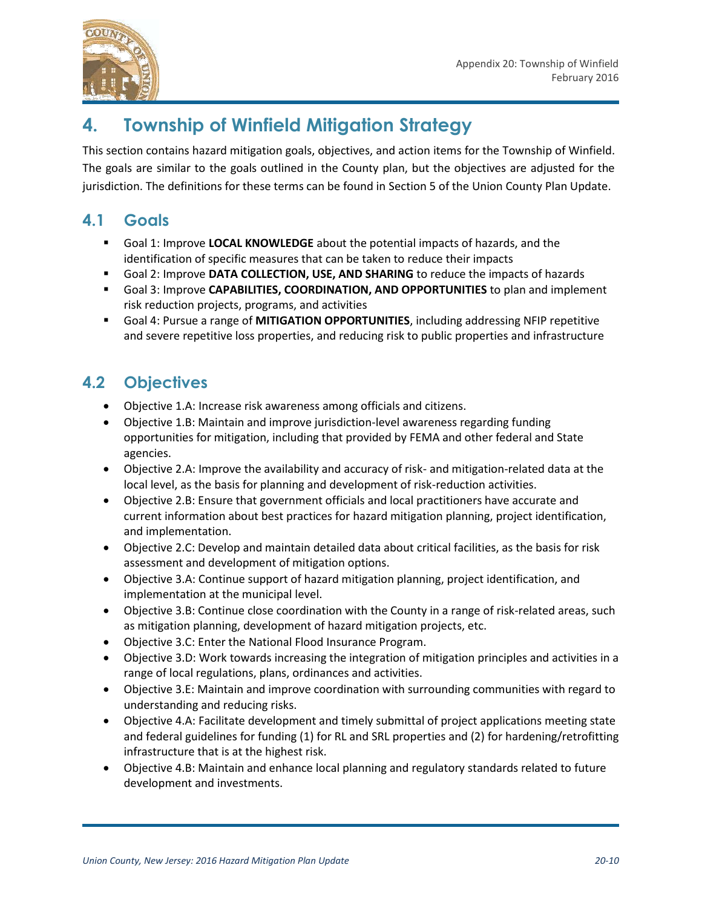# 4. Township of Winfield Mitigation Strategy

This section contains hazard mitigation goals, objectives, and action items for the Township of Winfield. The goals are similar to the goals outlined in the County plan, but the objectives are adjusted for the jurisdiction. The definitions for these terms can be found in Section 5 of the Union County Plan Update.

## 4.1 Goals

- Goal 1: Improve **LOCAL KNOWLEDGE** about the potential impacts of hazards, and the identification of specific measures that can be taken to reduce their impacts
- Goal 2: Improve **DATA COLLECTION, USE, AND SHARING** to reduce the impacts of hazards
- Goal 3: Improve **CAPABILITIES, COORDINATION, AND OPPORTUNITIES** to plan and implement risk reduction projects, programs, and activities
- Goal 4: Pursue a range of **MITIGATION OPPORTUNITIES**, including addressing NFIP repetitive and severe repetitive loss properties, and reducing risk to public properties and infrastructure

## 4.2 Objectives

- Objective 1.A: Increase risk awareness among officials and citizens.
- Objective 1.B: Maintain and improve jurisdiction-level awareness regarding funding opportunities for mitigation, including that provided by FEMA and other federal and State agencies.
- Objective 2.A: Improve the availability and accuracy of risk- and mitigation-related data at the local level, as the basis for planning and development of risk-reduction activities.
- Objective 2.B: Ensure that government officials and local practitioners have accurate and current information about best practices for hazard mitigation planning, project identification, and implementation.
- Objective 2.C: Develop and maintain detailed data about critical facilities, as the basis for risk assessment and development of mitigation options.
- Objective 3.A: Continue support of hazard mitigation planning, project identification, and implementation at the municipal level.
- Objective 3.B: Continue close coordination with the County in a range of risk-related areas, such as mitigation planning, development of hazard mitigation projects, etc.
- Objective 3.C: Enter the National Flood Insurance Program.
- Objective 3.D: Work towards increasing the integration of mitigation principles and activities in a range of local regulations, plans, ordinances and activities.
- Objective 3.E: Maintain and improve coordination with surrounding communities with regard to understanding and reducing risks.
- Objective 4.A: Facilitate development and timely submittal of project applications meeting state and federal guidelines for funding (1) for RL and SRL properties and (2) for hardening/retrofitting infrastructure that is at the highest risk.
- Objective 4.B: Maintain and enhance local planning and regulatory standards related to future development and investments.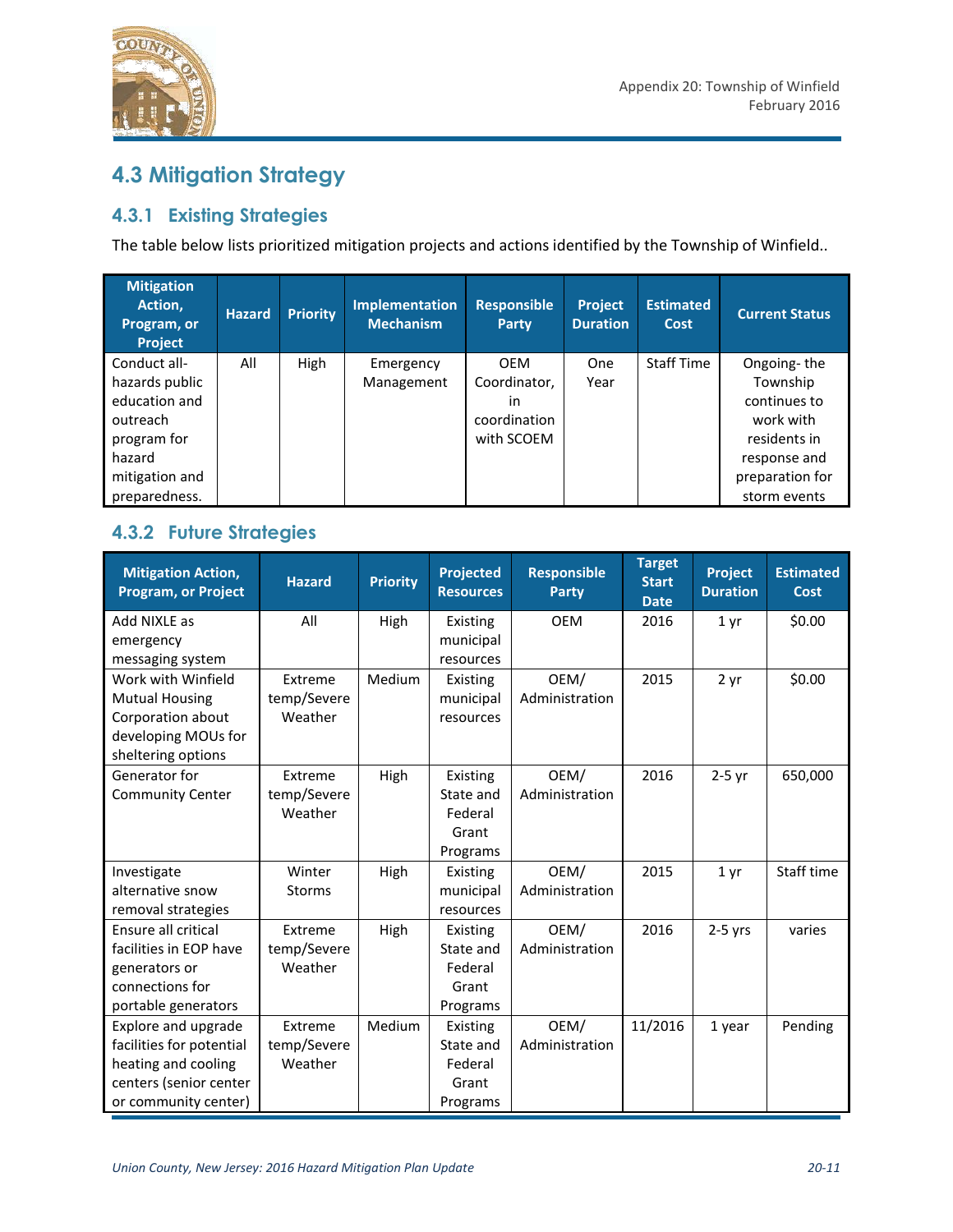## 4.3 Mitigation Strategy

### 4.3.1 Existing Strategies

The table below lists prioritized mitigation projects and actions identified by the Township of Winfield..

| Mitigation Action, Program, or Project | Hazard | Priority | Implementation Mechanism | Responsible Party | Project Duration | Estimated Cost | Current Status |
|---|---|---|---|---|---|---|---|
| Conduct all-hazards public education and outreach program for hazard mitigation and preparedness. | All | High | Emergency Management | OEM Coordinator, in coordination with SCOEM | One Year | Staff Time | Ongoing- the Township continues to work with residents in response and preparation for storm events |

### 4.3.2 Future Strategies

| Mitigation Action, Program, or Project | Hazard | Priority | Projected Resources | Responsible Party | Target Start Date | Project Duration | Estimated Cost |
|---|---|---|---|---|---|---|---|
| Add NIXLE as emergency messaging system | All | High | Existing municipal resources | OEM | 2016 | 1 yr | $0.00 |
| Work with Winfield Mutual Housing Corporation about developing MOUs for sheltering options | Extreme temp/Severe Weather | Medium | Existing municipal resources | OEM/ Administration | 2015 | 2 yr | $0.00 |
| Generator for Community Center | Extreme temp/Severe Weather | High | Existing State and Federal Grant Programs | OEM/ Administration | 2016 | 2-5 yr | 650,000 |
| Investigate alternative snow removal strategies | Winter Storms | High | Existing municipal resources | OEM/ Administration | 2015 | 1 yr | Staff time |
| Ensure all critical facilities in EOP have generators or connections for portable generators | Extreme temp/Severe Weather | High | Existing State and Federal Grant Programs | OEM/ Administration | 2016 | 2-5 yrs | varies |
| Explore and upgrade facilities for potential heating and cooling centers (senior center or community center) | Extreme temp/Severe Weather | Medium | Existing State and Federal Grant Programs | OEM/ Administration | 11/2016 | 1 year | Pending |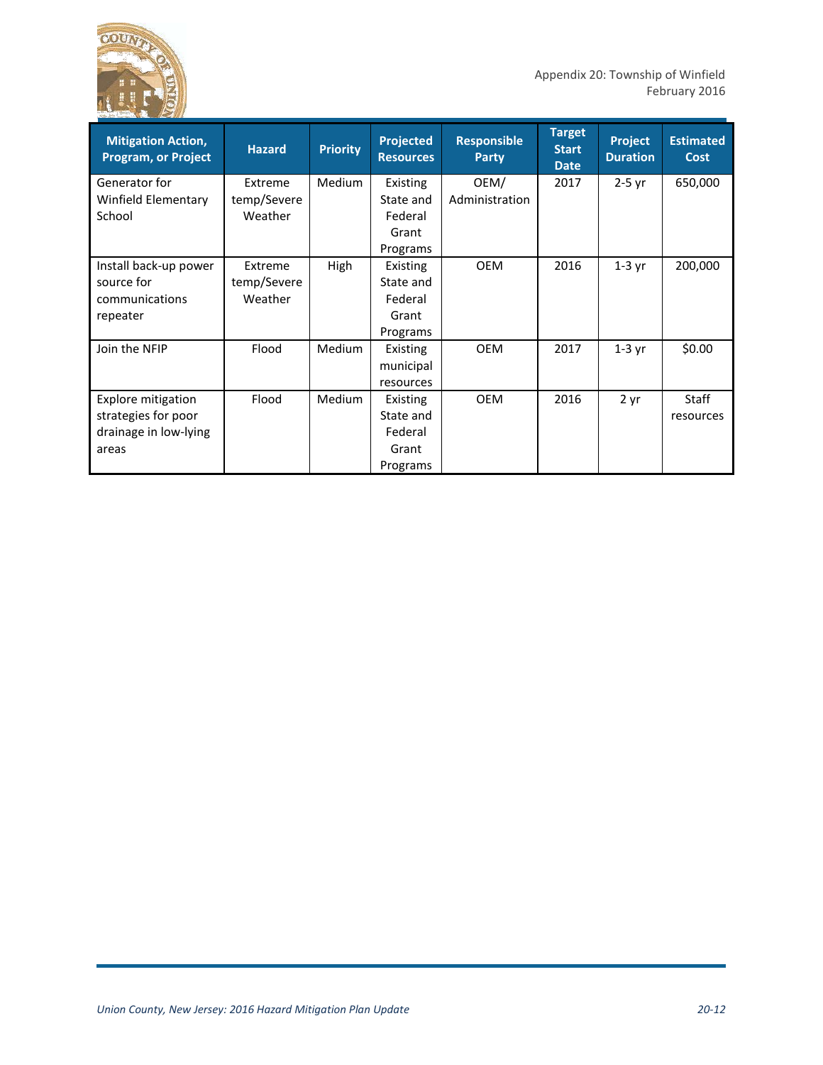| Mitigation Action, Program, or Project | Hazard | Priority | Projected Resources | Responsible Party | Target Start Date | Project Duration | Estimated Cost |
|---|---|---|---|---|---|---|---|
| Generator for Winfield Elementary School | Extreme temp/Severe Weather | Medium | Existing State and Federal Grant Programs | OEM/ Administration | 2017 | 2-5 yr | 650,000 |
| Install back-up power source for communications repeater | Extreme temp/Severe Weather | High | Existing State and Federal Grant Programs | OEM | 2016 | 1-3 yr | 200,000 |
| Join the NFIP | Flood | Medium | Existing municipal resources | OEM | 2017 | 1-3 yr | $0.00 |
| Explore mitigation strategies for poor drainage in low-lying areas | Flood | Medium | Existing State and Federal Grant Programs | OEM | 2016 | 2 yr | Staff resources |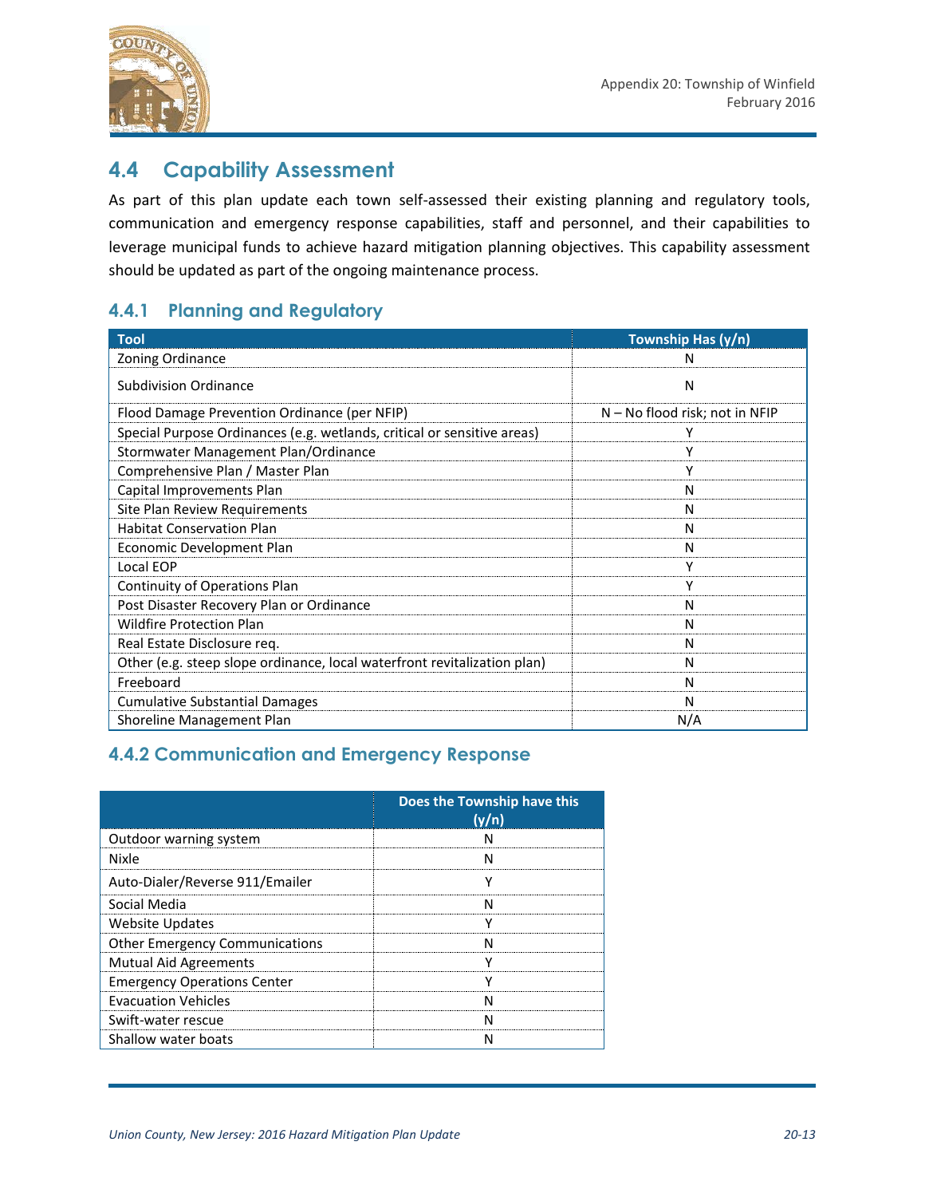## 4.4 Capability Assessment

As part of this plan update each town self-assessed their existing planning and regulatory tools, communication and emergency response capabilities, staff and personnel, and their capabilities to leverage municipal funds to achieve hazard mitigation planning objectives. This capability assessment should be updated as part of the ongoing maintenance process.

### 4.4.1 Planning and Regulatory

| Tool | Township Has (y/n) |
|---|---|
| Zoning Ordinance | N |
| Subdivision Ordinance | N |
| Flood Damage Prevention Ordinance (per NFIP) | N – No flood risk; not in NFIP |
| Special Purpose Ordinances (e.g. wetlands, critical or sensitive areas) | Y |
| Stormwater Management Plan/Ordinance | Y |
| Comprehensive Plan / Master Plan | Y |
| Capital Improvements Plan | N |
| Site Plan Review Requirements | N |
| Habitat Conservation Plan | N |
| Economic Development Plan | N |
| Local EOP | Y |
| Continuity of Operations Plan | Y |
| Post Disaster Recovery Plan or Ordinance | N |
| Wildfire Protection Plan | N |
| Real Estate Disclosure req. | N |
| Other (e.g. steep slope ordinance, local waterfront revitalization plan) | N |
| Freeboard | N |
| Cumulative Substantial Damages | N |
| Shoreline Management Plan | N/A |

### 4.4.2 Communication and Emergency Response

| | Does the Township have this (y/n) |
|---|---|
| Outdoor warning system | N |
| Nixle | N |
| Auto-Dialer/Reverse 911/Emailer | Y |
| Social Media | N |
| Website Updates | Y |
| Other Emergency Communications | N |
| Mutual Aid Agreements | Y |
| Emergency Operations Center | Y |
| Evacuation Vehicles | N |
| Swift-water rescue | N |
| Shallow water boats | N |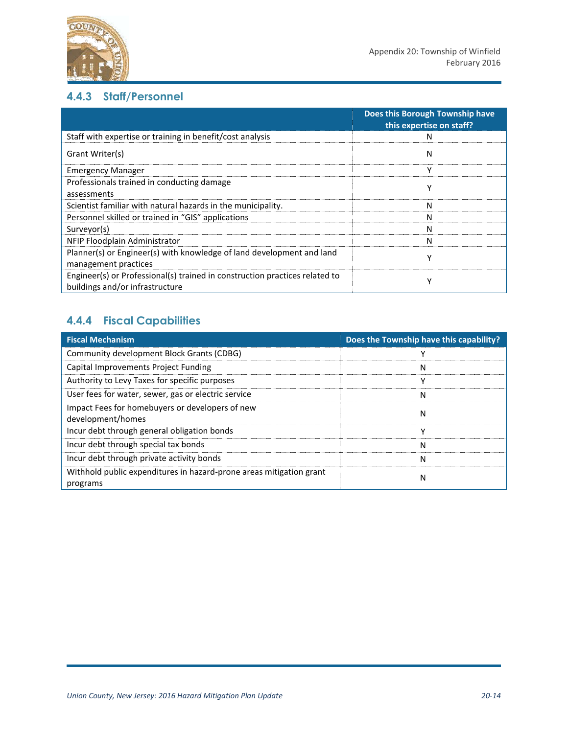### 4.4.3 Staff/Personnel

| | Does this Borough Township have this expertise on staff? |
|---|---|
| Staff with expertise or training in benefit/cost analysis | N |
| Grant Writer(s) | N |
| Emergency Manager | Y |
| Professionals trained in conducting damage assessments | Y |
| Scientist familiar with natural hazards in the municipality. | N |
| Personnel skilled or trained in "GIS" applications | N |
| Surveyor(s) | N |
| NFIP Floodplain Administrator | N |
| Planner(s) or Engineer(s) with knowledge of land development and land management practices | Y |
| Engineer(s) or Professional(s) trained in construction practices related to buildings and/or infrastructure | Y |

### 4.4.4 Fiscal Capabilities

| Fiscal Mechanism | Does the Township have this capability? |
|---|---|
| Community development Block Grants (CDBG) | Y |
| Capital Improvements Project Funding | N |
| Authority to Levy Taxes for specific purposes | Y |
| User fees for water, sewer, gas or electric service | N |
| Impact Fees for homebuyers or developers of new development/homes | N |
| Incur debt through general obligation bonds | Y |
| Incur debt through special tax bonds | N |
| Incur debt through private activity bonds | N |
| Withhold public expenditures in hazard-prone areas mitigation grant programs | N |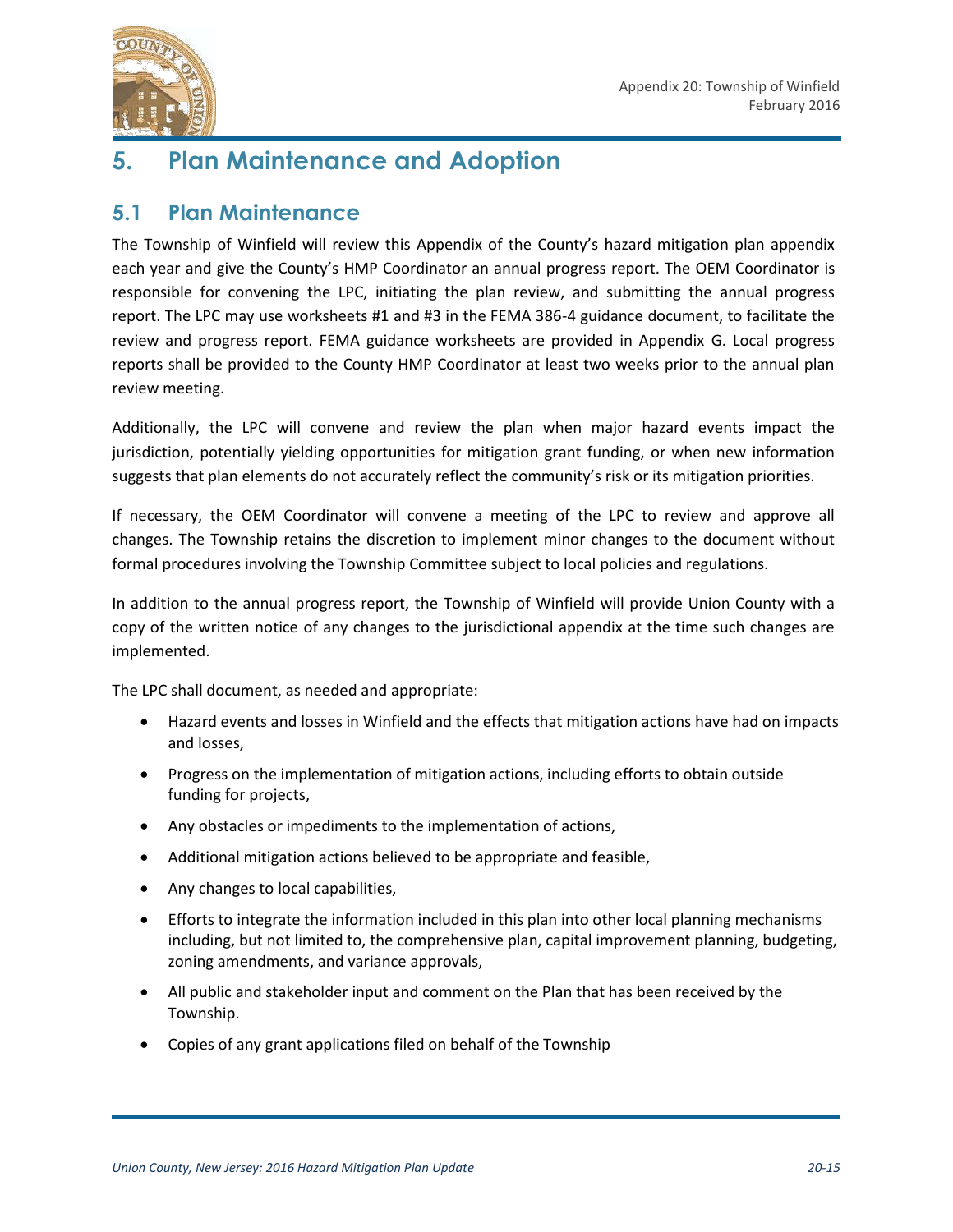# 5. Plan Maintenance and Adoption

## 5.1 Plan Maintenance

The Township of Winfield will review this Appendix of the County's hazard mitigation plan appendix each year and give the County's HMP Coordinator an annual progress report. The OEM Coordinator is responsible for convening the LPC, initiating the plan review, and submitting the annual progress report. The LPC may use worksheets #1 and #3 in the FEMA 386-4 guidance document, to facilitate the review and progress report. FEMA guidance worksheets are provided in Appendix G. Local progress reports shall be provided to the County HMP Coordinator at least two weeks prior to the annual plan review meeting.

Additionally, the LPC will convene and review the plan when major hazard events impact the jurisdiction, potentially yielding opportunities for mitigation grant funding, or when new information suggests that plan elements do not accurately reflect the community's risk or its mitigation priorities.

If necessary, the OEM Coordinator will convene a meeting of the LPC to review and approve all changes. The Township retains the discretion to implement minor changes to the document without formal procedures involving the Township Committee subject to local policies and regulations.

In addition to the annual progress report, the Township of Winfield will provide Union County with a copy of the written notice of any changes to the jurisdictional appendix at the time such changes are implemented.

The LPC shall document, as needed and appropriate:

- Hazard events and losses in Winfield and the effects that mitigation actions have had on impacts and losses,
- Progress on the implementation of mitigation actions, including efforts to obtain outside funding for projects,
- Any obstacles or impediments to the implementation of actions,
- Additional mitigation actions believed to be appropriate and feasible,
- Any changes to local capabilities,
- Efforts to integrate the information included in this plan into other local planning mechanisms including, but not limited to, the comprehensive plan, capital improvement planning, budgeting, zoning amendments, and variance approvals,
- All public and stakeholder input and comment on the Plan that has been received by the Township.
- Copies of any grant applications filed on behalf of the Township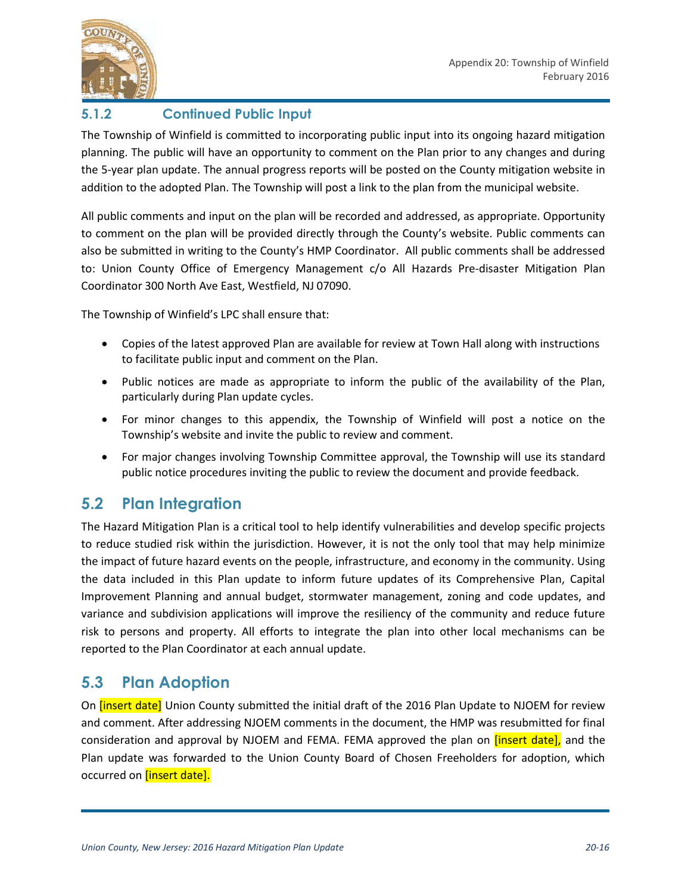### 5.1.2 Continued Public Input

The Township of Winfield is committed to incorporating public input into its ongoing hazard mitigation planning. The public will have an opportunity to comment on the Plan prior to any changes and during the 5-year plan update. The annual progress reports will be posted on the County mitigation website in addition to the adopted Plan. The Township will post a link to the plan from the municipal website.

All public comments and input on the plan will be recorded and addressed, as appropriate. Opportunity to comment on the plan will be provided directly through the County's website. Public comments can also be submitted in writing to the County's HMP Coordinator. All public comments shall be addressed to: Union County Office of Emergency Management c/o All Hazards Pre-disaster Mitigation Plan Coordinator 300 North Ave East, Westfield, NJ 07090.

The Township of Winfield's LPC shall ensure that:

- Copies of the latest approved Plan are available for review at Town Hall along with instructions to facilitate public input and comment on the Plan.
- Public notices are made as appropriate to inform the public of the availability of the Plan, particularly during Plan update cycles.
- For minor changes to this appendix, the Township of Winfield will post a notice on the Township's website and invite the public to review and comment.
- For major changes involving Township Committee approval, the Township will use its standard public notice procedures inviting the public to review the document and provide feedback.

## 5.2 Plan Integration

The Hazard Mitigation Plan is a critical tool to help identify vulnerabilities and develop specific projects to reduce studied risk within the jurisdiction. However, it is not the only tool that may help minimize the impact of future hazard events on the people, infrastructure, and economy in the community. Using the data included in this Plan update to inform future updates of its Comprehensive Plan, Capital Improvement Planning and annual budget, stormwater management, zoning and code updates, and variance and subdivision applications will improve the resiliency of the community and reduce future risk to persons and property. All efforts to integrate the plan into other local mechanisms can be reported to the Plan Coordinator at each annual update.

## 5.3 Plan Adoption

On [insert date] Union County submitted the initial draft of the 2016 Plan Update to NJOEM for review and comment. After addressing NJOEM comments in the document, the HMP was resubmitted for final consideration and approval by NJOEM and FEMA. FEMA approved the plan on [insert date], and the Plan update was forwarded to the Union County Board of Chosen Freeholders for adoption, which occurred on [insert date].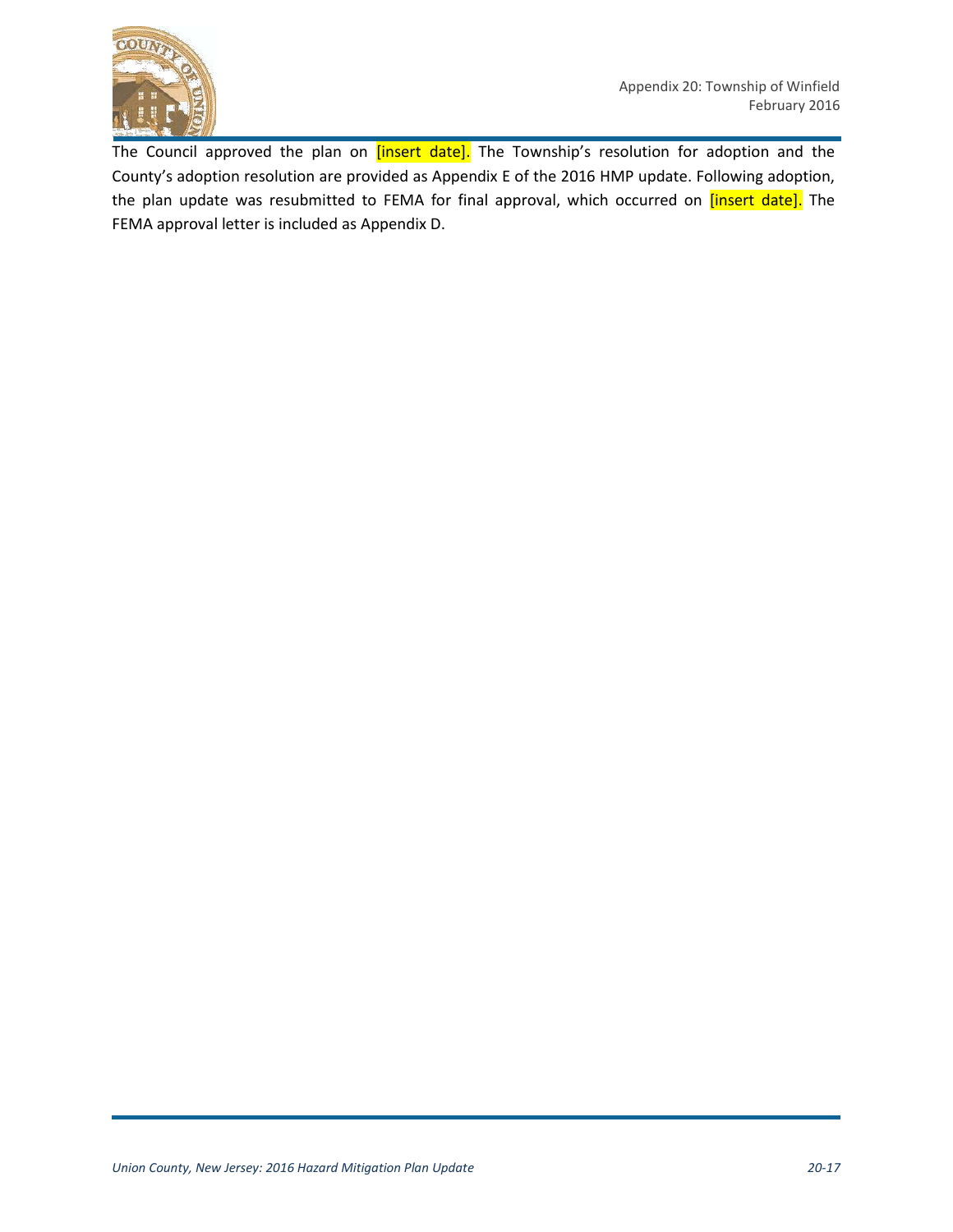The Council approved the plan on [insert date]. The Township's resolution for adoption and the County's adoption resolution are provided as Appendix E of the 2016 HMP update. Following adoption, the plan update was resubmitted to FEMA for final approval, which occurred on [insert date]. The FEMA approval letter is included as Appendix D.